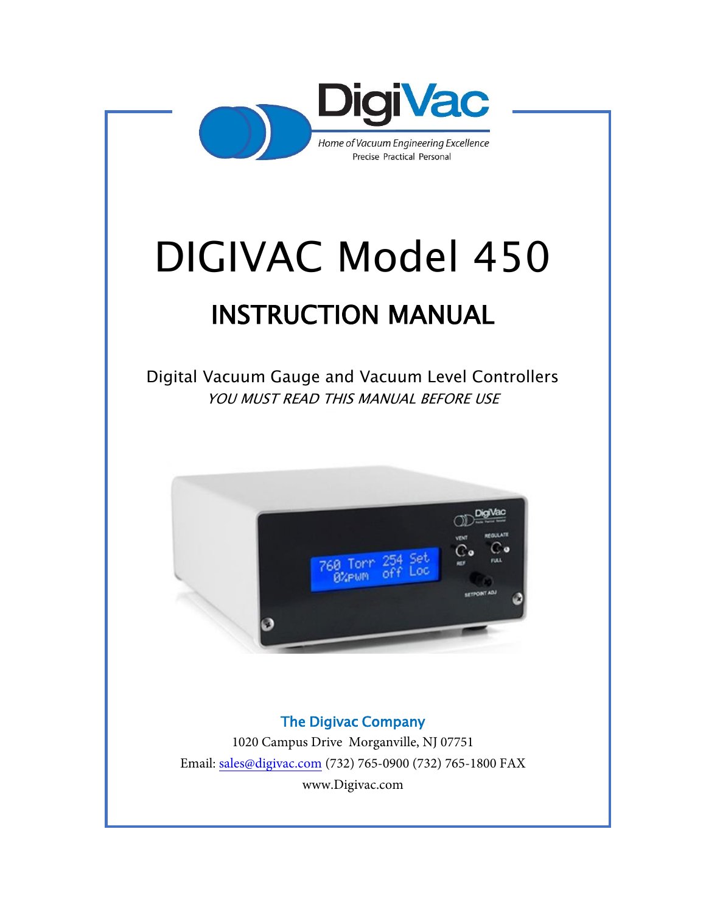DigiVac

*Home of Vacuum Engineering Excellence*

Precise Practical Personal

# DIGIVAC Model 450

## INSTRUCTION MANUAL

Digital Vacuum Gauge and Vacuum Level Controllers

*YOU MUST READ THIS MANUAL BEFORE USE*

**The Digivac Company**

1020 Campus Drive Morganville, NJ 07751

Email: sales@digivac.com (732) 765-0900 (732) 765-1800 FAX

www.Digivac.com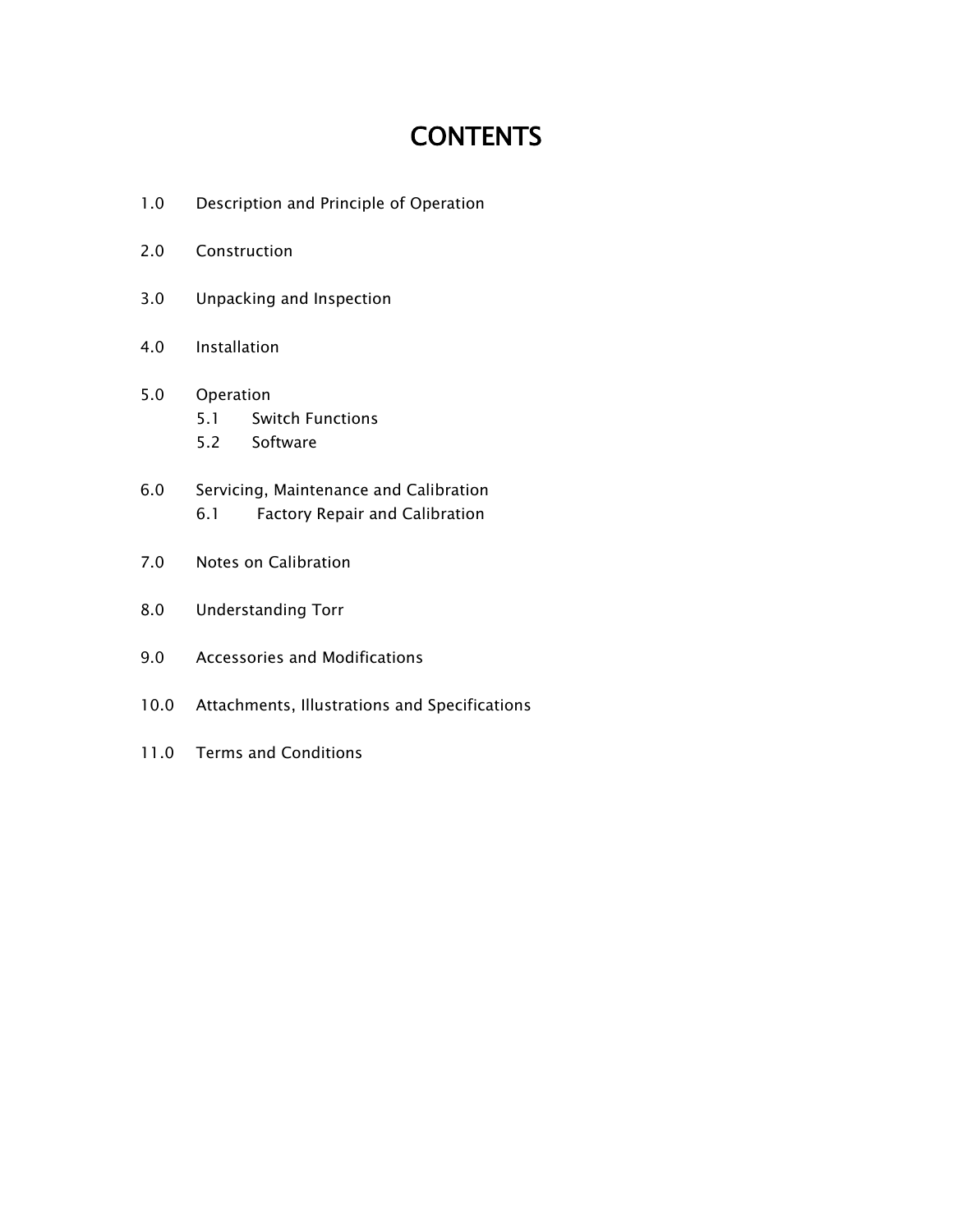# CONTENTS

1.0 Description and Principle of Operation

2.0 Construction

3.0 Unpacking and Inspection

4.0 Installation

5.0 Operation
   - 5.1 Switch Functions
   - 5.2 Software

6.0 Servicing, Maintenance and Calibration
   - 6.1 Factory Repair and Calibration

7.0 Notes on Calibration

8.0 Understanding Torr

9.0 Accessories and Modifications

10.0 Attachments, Illustrations and Specifications

11.0 Terms and Conditions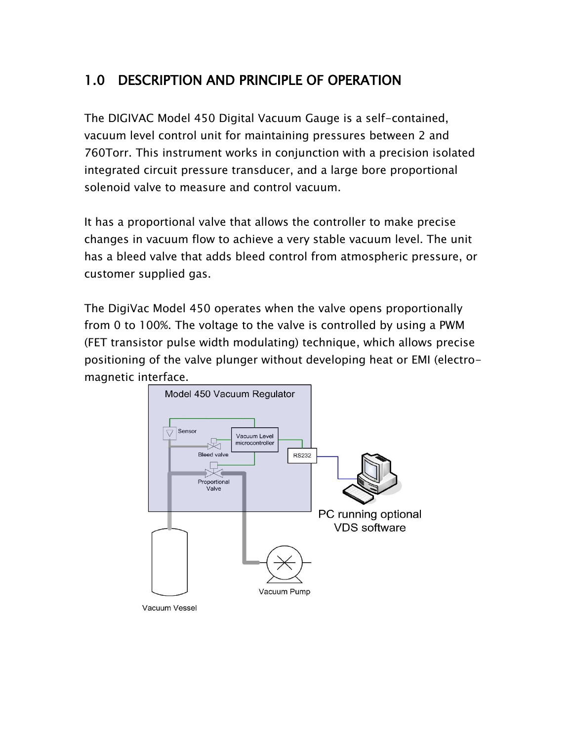## 1.0 DESCRIPTION AND PRINCIPLE OF OPERATION

The DIGIVAC Model 450 Digital Vacuum Gauge is a self-contained, vacuum level control unit for maintaining pressures between 2 and 760Torr. This instrument works in conjunction with a precision isolated integrated circuit pressure transducer, and a large bore proportional solenoid valve to measure and control vacuum.

It has a proportional valve that allows the controller to make precise changes in vacuum flow to achieve a very stable vacuum level. The unit has a bleed valve that adds bleed control from atmospheric pressure, or customer supplied gas.

The DigiVac Model 450 operates when the valve opens proportionally from 0 to 100%. The voltage to the valve is controlled by using a PWM (FET transistor pulse width modulating) technique, which allows precise positioning of the valve plunger without developing heat or EMI (electro-magnetic interface.

Model 450 Vacuum Regulator

Sensor

Vacuum Level microcontroller

Bleed valve

RS232

Proportional Valve

PC running optional VDS software

Vacuum Pump

Vacuum Vessel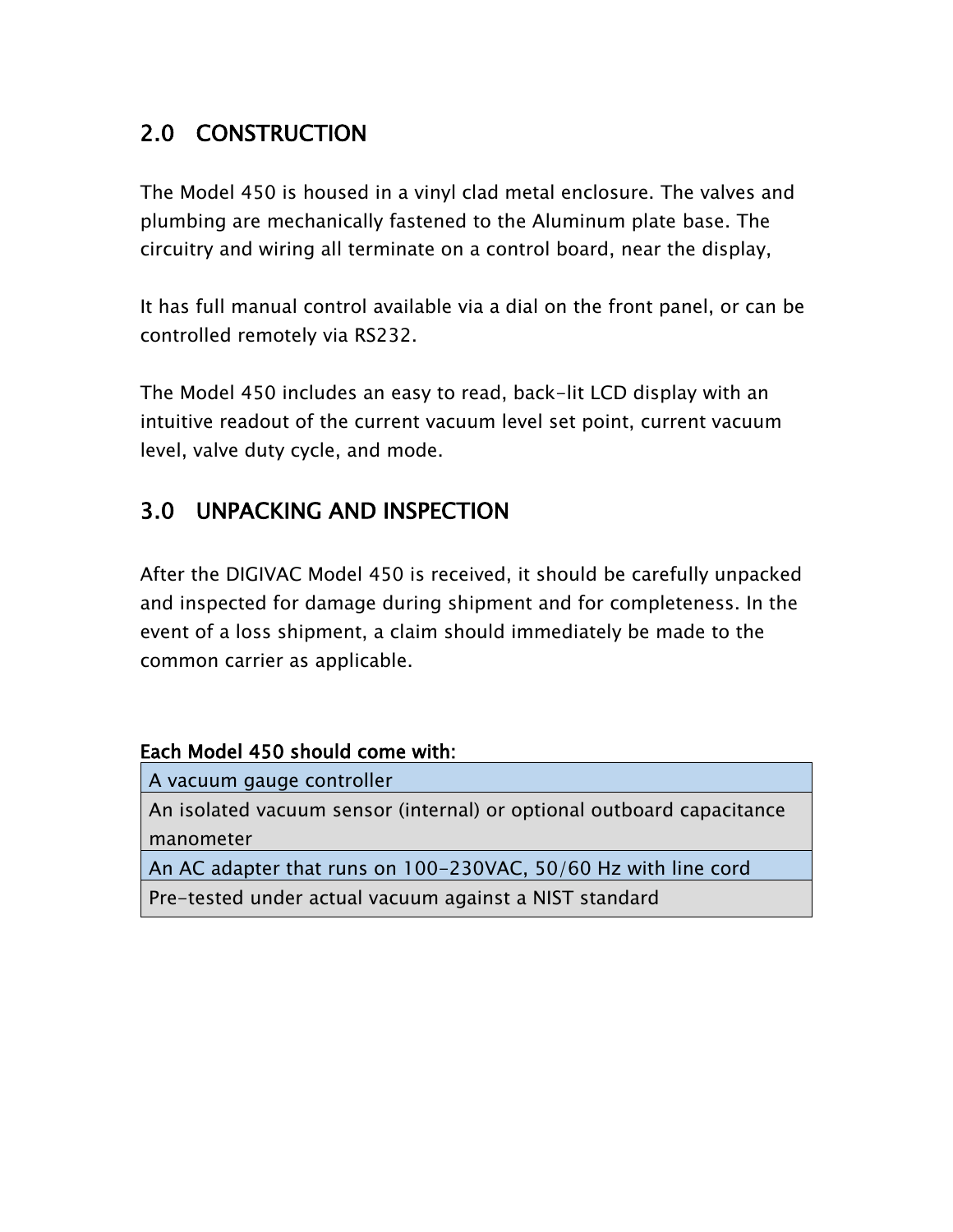## 2.0 CONSTRUCTION

The Model 450 is housed in a vinyl clad metal enclosure. The valves and plumbing are mechanically fastened to the Aluminum plate base. The circuitry and wiring all terminate on a control board, near the display,

It has full manual control available via a dial on the front panel, or can be controlled remotely via RS232.

The Model 450 includes an easy to read, back-lit LCD display with an intuitive readout of the current vacuum level set point, current vacuum level, valve duty cycle, and mode.

## 3.0 UNPACKING AND INSPECTION

After the DIGIVAC Model 450 is received, it should be carefully unpacked and inspected for damage during shipment and for completeness. In the event of a loss shipment, a claim should immediately be made to the common carrier as applicable.

**Each Model 450 should come with:**

| |
|---|
| A vacuum gauge controller |
| An isolated vacuum sensor (internal) or optional outboard capacitance manometer |
| An AC adapter that runs on 100-230VAC, 50/60 Hz with line cord |
| Pre-tested under actual vacuum against a NIST standard |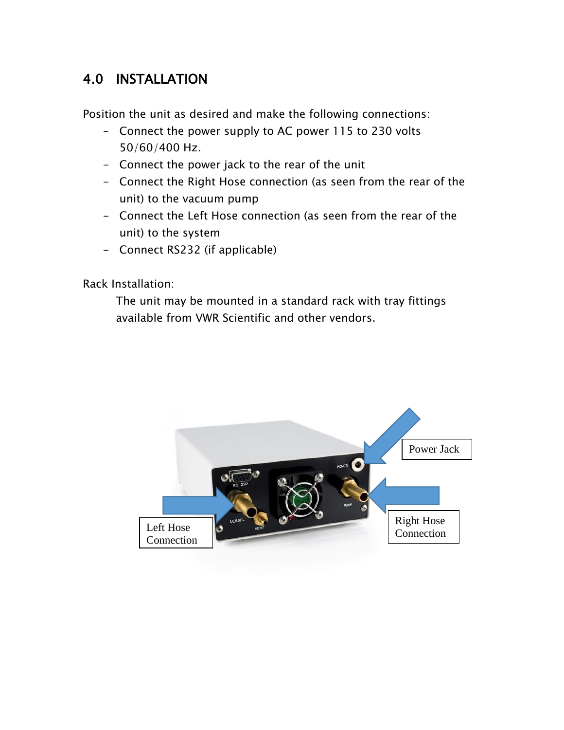# 4.0 INSTALLATION

Position the unit as desired and make the following connections:

- Connect the power supply to AC power 115 to 230 volts 50/60/400 Hz.
- Connect the power jack to the rear of the unit
- Connect the Right Hose connection (as seen from the rear of the unit) to the vacuum pump
- Connect the Left Hose connection (as seen from the rear of the unit) to the system
- Connect RS232 (if applicable)

Rack Installation:

The unit may be mounted in a standard rack with tray fittings available from VWR Scientific and other vendors.

Power Jack

Left Hose Connection

Right Hose Connection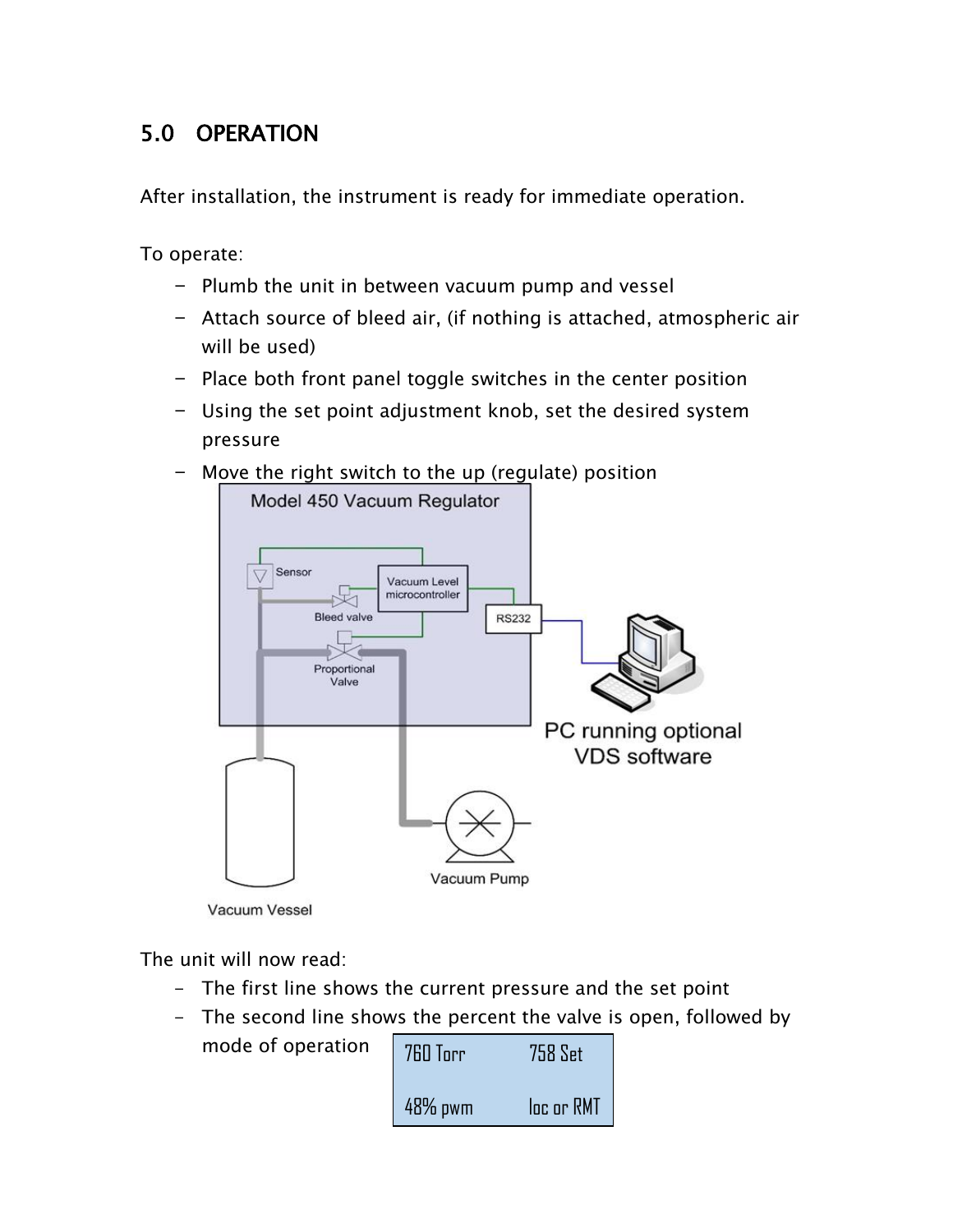## 5.0 OPERATION

After installation, the instrument is ready for immediate operation.

To operate:

- Plumb the unit in between vacuum pump and vessel
- Attach source of bleed air, (if nothing is attached, atmospheric air will be used)
- Place both front panel toggle switches in the center position
- Using the set point adjustment knob, set the desired system pressure
- Move the right switch to the up (regulate) position

Model 450 Vacuum Regulator

Sensor

Vacuum Level microcontroller

Bleed valve

RS232

Proportional Valve

PC running optional VDS software

Vacuum Pump

Vacuum Vessel

The unit will now read:

- The first line shows the current pressure and the set point
- The second line shows the percent the valve is open, followed by mode of operation

| 760 Torr | 758 Set |
|---|---|
| 48% pwm | loc or RMT |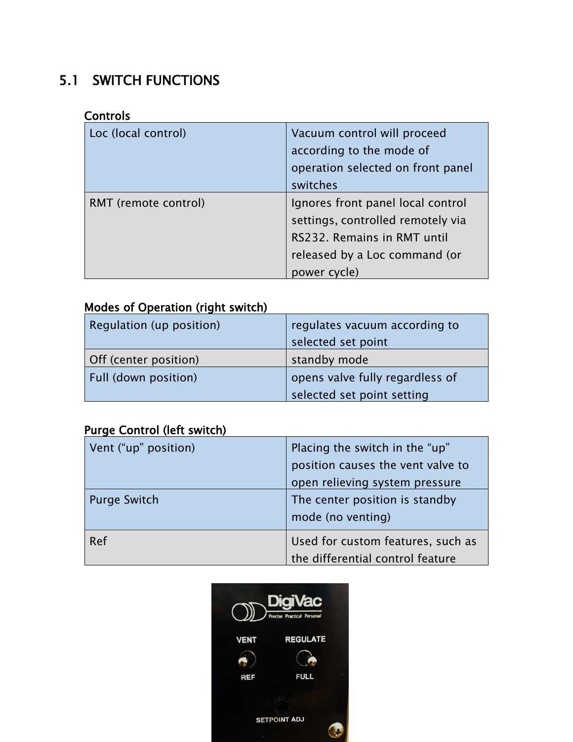## 5.1 SWITCH FUNCTIONS

**Controls**

| | |
|---|---|
| Loc (local control) | Vacuum control will proceed according to the mode of operation selected on front panel switches |
| RMT (remote control) | Ignores front panel local control settings, controlled remotely via RS232. Remains in RMT until released by a Loc command (or power cycle) |

**Modes of Operation (right switch)**

| | |
|---|---|
| Regulation (up position) | regulates vacuum according to selected set point |
| Off (center position) | standby mode |
| Full (down position) | opens valve fully regardless of selected set point setting |

**Purge Control (left switch)**

| | |
|---|---|
| Vent (“up” position) | Placing the switch in the “up” position causes the vent valve to open relieving system pressure |
| Purge Switch | The center position is standby mode (no venting) |
| Ref | Used for custom features, such as the differential control feature |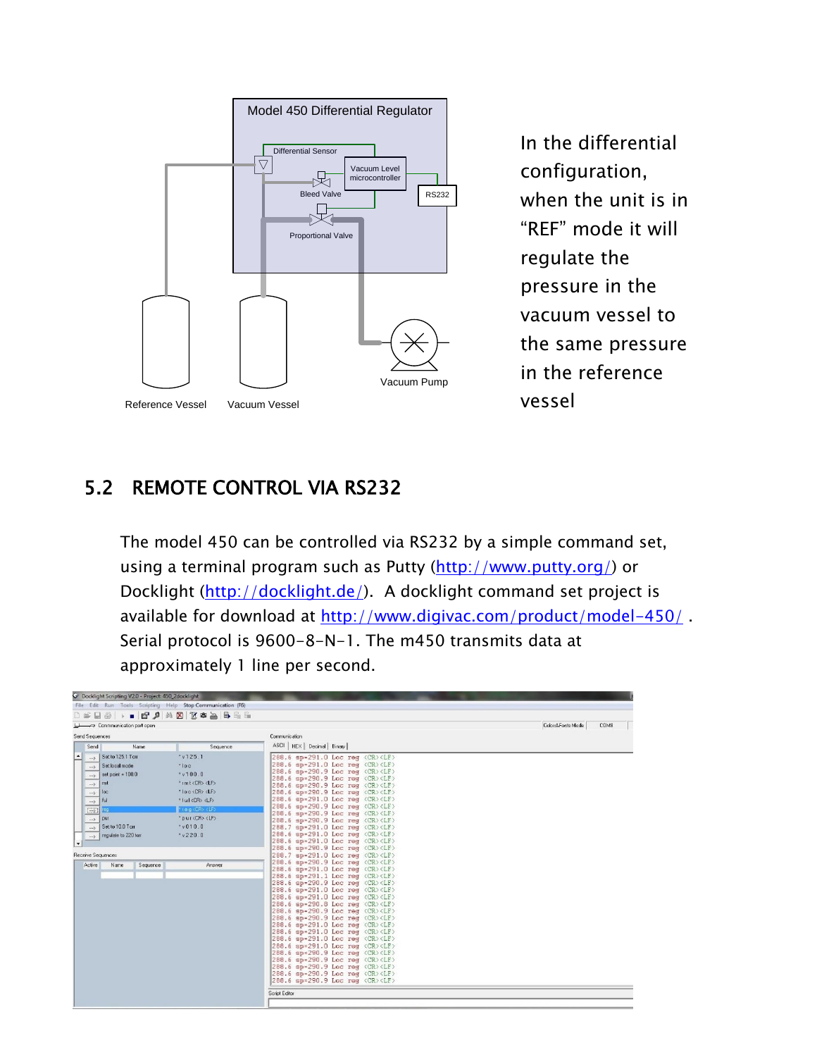In the differential configuration, when the unit is in "REF" mode it will regulate the pressure in the vacuum vessel to the same pressure in the reference vessel

## 5.2 REMOTE CONTROL VIA RS232

The model 450 can be controlled via RS232 by a simple command set, using a terminal program such as Putty (http://www.putty.org/) or Docklight (http://docklight.de/). A docklight command set project is available for download at http://www.digivac.com/product/model-450/ . Serial protocol is 9600-8-N-1. The m450 transmits data at approximately 1 line per second.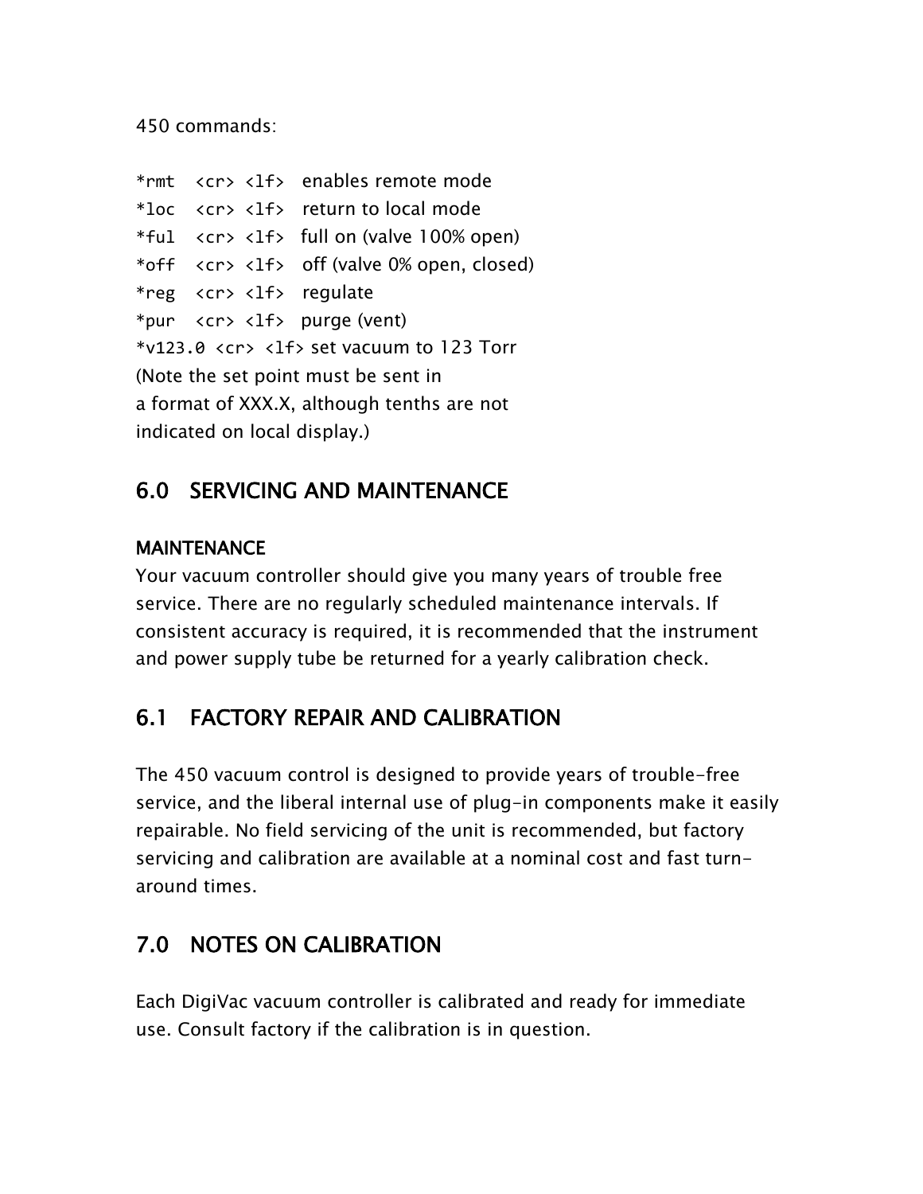450 commands:

```
*rmt  <cr> <lf>   enables remote mode
*loc  <cr> <lf>   return to local mode
*ful  <cr> <lf>   full on (valve 100% open)
*off  <cr> <lf>   off (valve 0% open, closed)
*reg  <cr> <lf>   regulate
*pur  <cr> <lf>   purge (vent)
*v123.0 <cr> <lf> set vacuum to 123 Torr
```

(Note the set point must be sent in a format of XXX.X, although tenths are not indicated on local display.)

## 6.0 SERVICING AND MAINTENANCE

### MAINTENANCE

Your vacuum controller should give you many years of trouble free service. There are no regularly scheduled maintenance intervals. If consistent accuracy is required, it is recommended that the instrument and power supply tube be returned for a yearly calibration check.

## 6.1 FACTORY REPAIR AND CALIBRATION

The 450 vacuum control is designed to provide years of trouble-free service, and the liberal internal use of plug-in components make it easily repairable. No field servicing of the unit is recommended, but factory servicing and calibration are available at a nominal cost and fast turn-around times.

## 7.0 NOTES ON CALIBRATION

Each DigiVac vacuum controller is calibrated and ready for immediate use. Consult factory if the calibration is in question.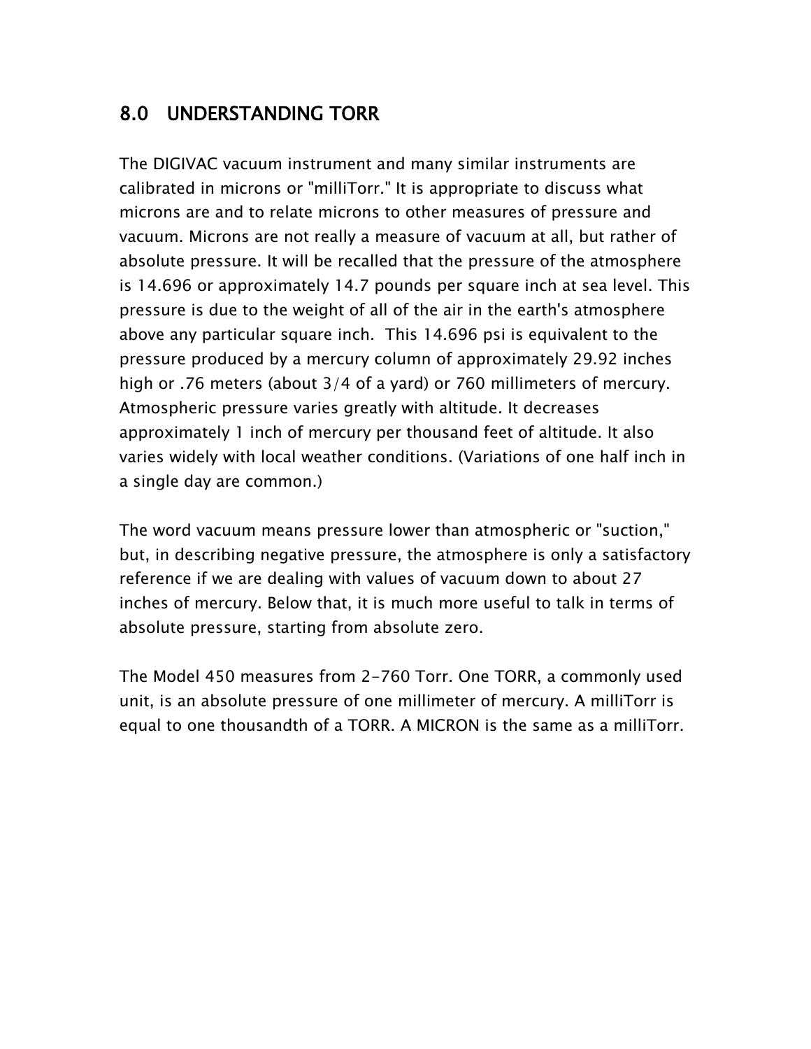## 8.0 UNDERSTANDING TORR

The DIGIVAC vacuum instrument and many similar instruments are calibrated in microns or "milliTorr." It is appropriate to discuss what microns are and to relate microns to other measures of pressure and vacuum. Microns are not really a measure of vacuum at all, but rather of absolute pressure. It will be recalled that the pressure of the atmosphere is 14.696 or approximately 14.7 pounds per square inch at sea level. This pressure is due to the weight of all of the air in the earth's atmosphere above any particular square inch. This 14.696 psi is equivalent to the pressure produced by a mercury column of approximately 29.92 inches high or .76 meters (about 3/4 of a yard) or 760 millimeters of mercury. Atmospheric pressure varies greatly with altitude. It decreases approximately 1 inch of mercury per thousand feet of altitude. It also varies widely with local weather conditions. (Variations of one half inch in a single day are common.)

The word vacuum means pressure lower than atmospheric or "suction," but, in describing negative pressure, the atmosphere is only a satisfactory reference if we are dealing with values of vacuum down to about 27 inches of mercury. Below that, it is much more useful to talk in terms of absolute pressure, starting from absolute zero.

The Model 450 measures from 2-760 Torr. One TORR, a commonly used unit, is an absolute pressure of one millimeter of mercury. A milliTorr is equal to one thousandth of a TORR. A MICRON is the same as a milliTorr.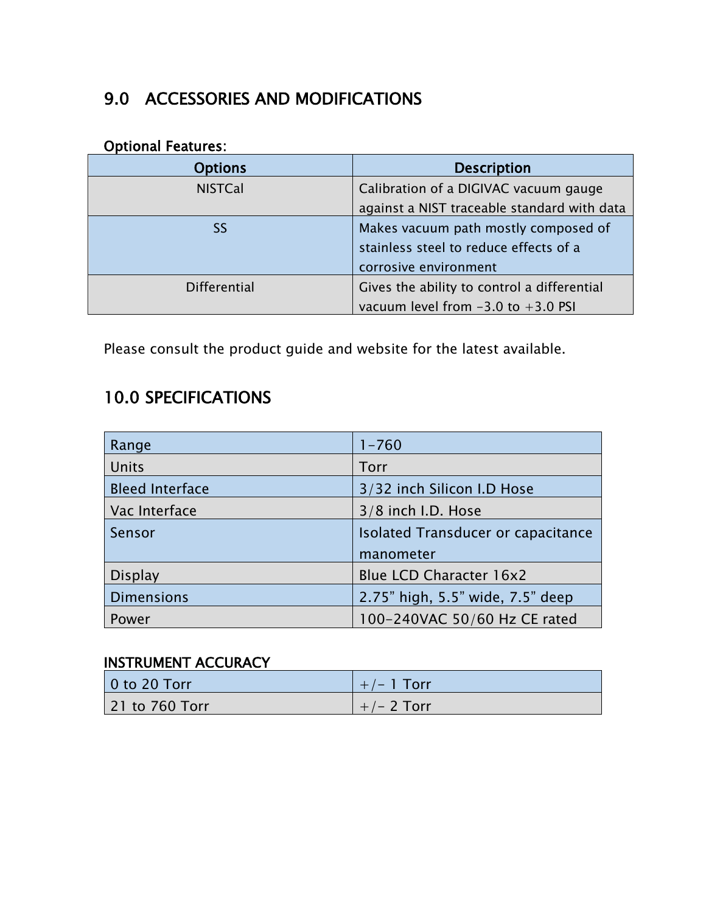## 9.0 ACCESSORIES AND MODIFICATIONS

**Optional Features:**

| Options | Description |
|---|---|
| NISTCal | Calibration of a DIGIVAC vacuum gauge against a NIST traceable standard with data |
| SS | Makes vacuum path mostly composed of stainless steel to reduce effects of a corrosive environment |
| Differential | Gives the ability to control a differential vacuum level from -3.0 to +3.0 PSI |

Please consult the product guide and website for the latest available.

## 10.0 SPECIFICATIONS

| | |
|---|---|
| Range | 1-760 |
| Units | Torr |
| Bleed Interface | 3/32 inch Silicon I.D Hose |
| Vac Interface | 3/8 inch I.D. Hose |
| Sensor | Isolated Transducer or capacitance manometer |
| Display | Blue LCD Character 16x2 |
| Dimensions | 2.75” high, 5.5” wide, 7.5” deep |
| Power | 100-240VAC 50/60 Hz CE rated |

**INSTRUMENT ACCURACY**

| | |
|---|---|
| 0 to 20 Torr | +/- 1 Torr |
| 21 to 760 Torr | +/- 2 Torr |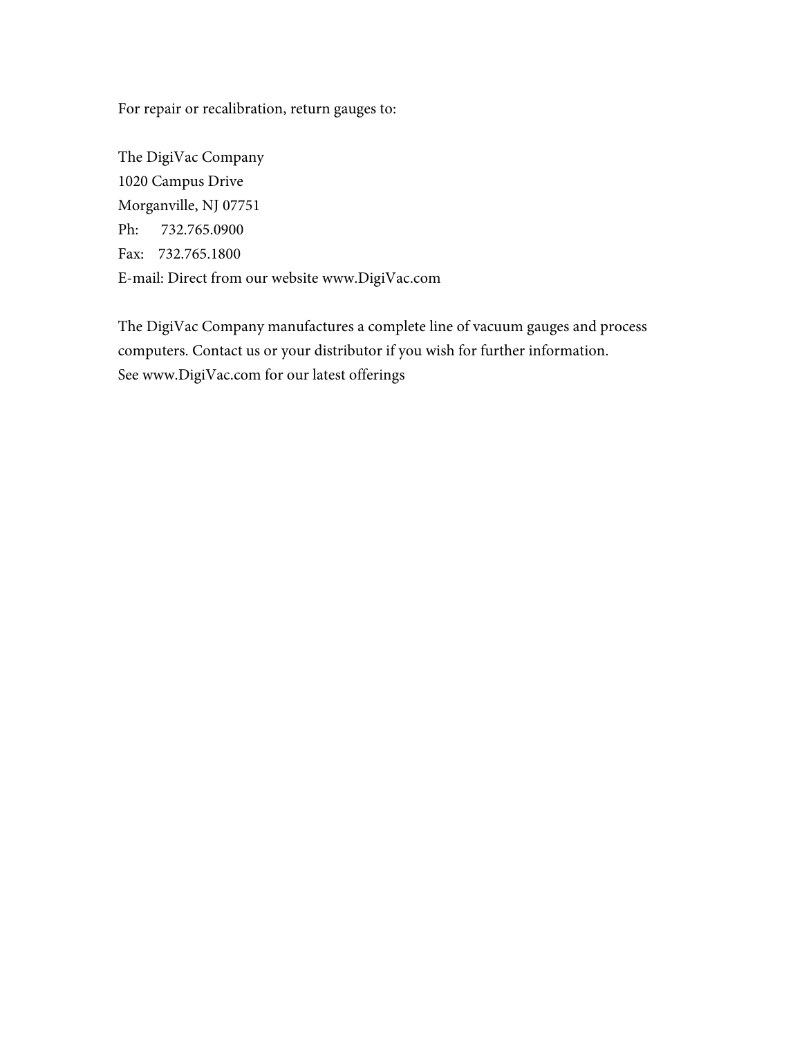For repair or recalibration, return gauges to:

The DigiVac Company  
1020 Campus Drive  
Morganville, NJ 07751  
Ph: 732.765.0900  
Fax: 732.765.1800  
E-mail: Direct from our website www.DigiVac.com

The DigiVac Company manufactures a complete line of vacuum gauges and process computers. Contact us or your distributor if you wish for further information.  
See www.DigiVac.com for our latest offerings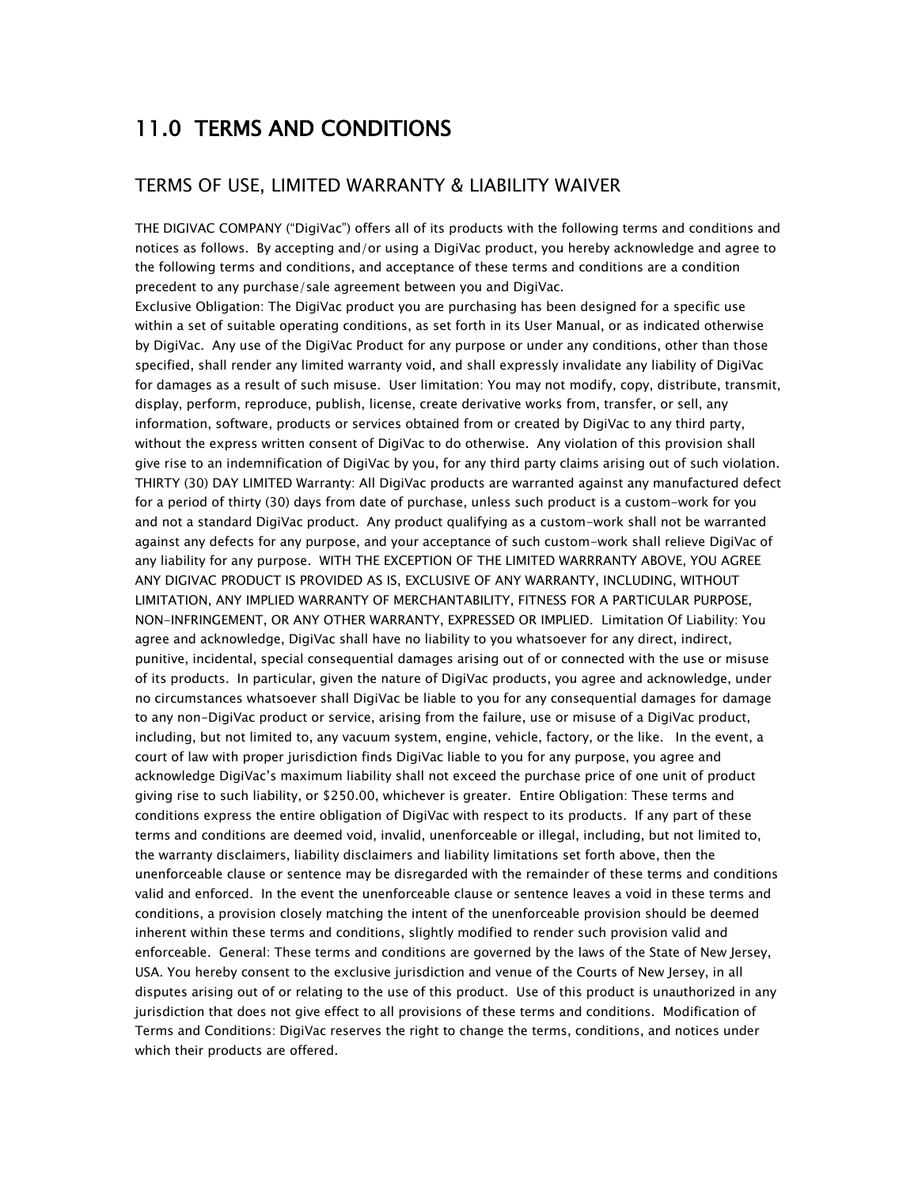# 11.0 TERMS AND CONDITIONS

## TERMS OF USE, LIMITED WARRANTY & LIABILITY WAIVER

THE DIGIVAC COMPANY ("DigiVac") offers all of its products with the following terms and conditions and notices as follows. By accepting and/or using a DigiVac product, you hereby acknowledge and agree to the following terms and conditions, and acceptance of these terms and conditions are a condition precedent to any purchase/sale agreement between you and DigiVac.

Exclusive Obligation: The DigiVac product you are purchasing has been designed for a specific use within a set of suitable operating conditions, as set forth in its User Manual, or as indicated otherwise by DigiVac. Any use of the DigiVac Product for any purpose or under any conditions, other than those specified, shall render any limited warranty void, and shall expressly invalidate any liability of DigiVac for damages as a result of such misuse. User limitation: You may not modify, copy, distribute, transmit, display, perform, reproduce, publish, license, create derivative works from, transfer, or sell, any information, software, products or services obtained from or created by DigiVac to any third party, without the express written consent of DigiVac to do otherwise. Any violation of this provision shall give rise to an indemnification of DigiVac by you, for any third party claims arising out of such violation. THIRTY (30) DAY LIMITED Warranty: All DigiVac products are warranted against any manufactured defect for a period of thirty (30) days from date of purchase, unless such product is a custom-work for you and not a standard DigiVac product. Any product qualifying as a custom-work shall not be warranted against any defects for any purpose, and your acceptance of such custom-work shall relieve DigiVac of any liability for any purpose. WITH THE EXCEPTION OF THE LIMITED WARRRANTY ABOVE, YOU AGREE ANY DIGIVAC PRODUCT IS PROVIDED AS IS, EXCLUSIVE OF ANY WARRANTY, INCLUDING, WITHOUT LIMITATION, ANY IMPLIED WARRANTY OF MERCHANTABILITY, FITNESS FOR A PARTICULAR PURPOSE, NON-INFRINGEMENT, OR ANY OTHER WARRANTY, EXPRESSED OR IMPLIED. Limitation Of Liability: You agree and acknowledge, DigiVac shall have no liability to you whatsoever for any direct, indirect, punitive, incidental, special consequential damages arising out of or connected with the use or misuse of its products. In particular, given the nature of DigiVac products, you agree and acknowledge, under no circumstances whatsoever shall DigiVac be liable to you for any consequential damages for damage to any non-DigiVac product or service, arising from the failure, use or misuse of a DigiVac product, including, but not limited to, any vacuum system, engine, vehicle, factory, or the like. In the event, a court of law with proper jurisdiction finds DigiVac liable to you for any purpose, you agree and acknowledge DigiVac's maximum liability shall not exceed the purchase price of one unit of product giving rise to such liability, or $250.00, whichever is greater. Entire Obligation: These terms and conditions express the entire obligation of DigiVac with respect to its products. If any part of these terms and conditions are deemed void, invalid, unenforceable or illegal, including, but not limited to, the warranty disclaimers, liability disclaimers and liability limitations set forth above, then the unenforceable clause or sentence may be disregarded with the remainder of these terms and conditions valid and enforced. In the event the unenforceable clause or sentence leaves a void in these terms and conditions, a provision closely matching the intent of the unenforceable provision should be deemed inherent within these terms and conditions, slightly modified to render such provision valid and enforceable. General: These terms and conditions are governed by the laws of the State of New Jersey, USA. You hereby consent to the exclusive jurisdiction and venue of the Courts of New Jersey, in all disputes arising out of or relating to the use of this product. Use of this product is unauthorized in any jurisdiction that does not give effect to all provisions of these terms and conditions. Modification of Terms and Conditions: DigiVac reserves the right to change the terms, conditions, and notices under which their products are offered.